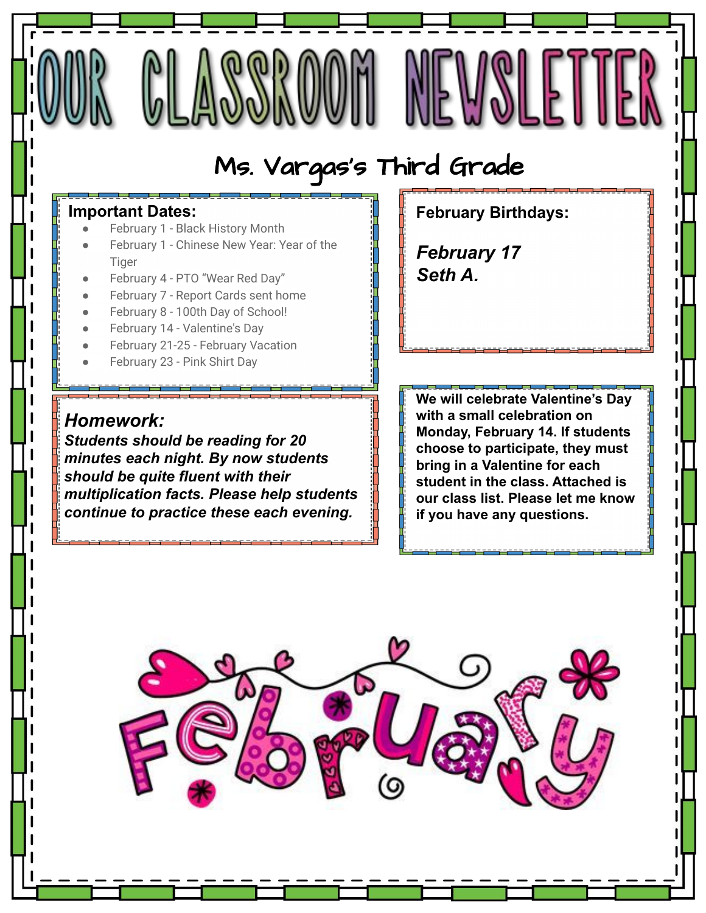# OUR CLASSROOM NEWSLETTER

## Ms. Vargas's Third Grade

**Important Dates:**

- February 1 - Black History Month
- February 1 - Chinese New Year: Year of the Tiger
- February 4 - PTO "Wear Red Day"
- February 7 - Report Cards sent home
- February 8 - 100th Day of School!
- February 14 - Valentine's Day
- February 21-25 - February Vacation
- February 23 - Pink Shirt Day

**February Birthdays:**

***February 17***
***Seth A.***

***Homework:***

***Students should be reading for 20 minutes each night. By now students should be quite fluent with their multiplication facts. Please help students continue to practice these each evening.***

**We will celebrate Valentine's Day with a small celebration on Monday, February 14. If students choose to participate, they must bring in a Valentine for each student in the class. Attached is our class list. Please let me know if you have any questions.**

February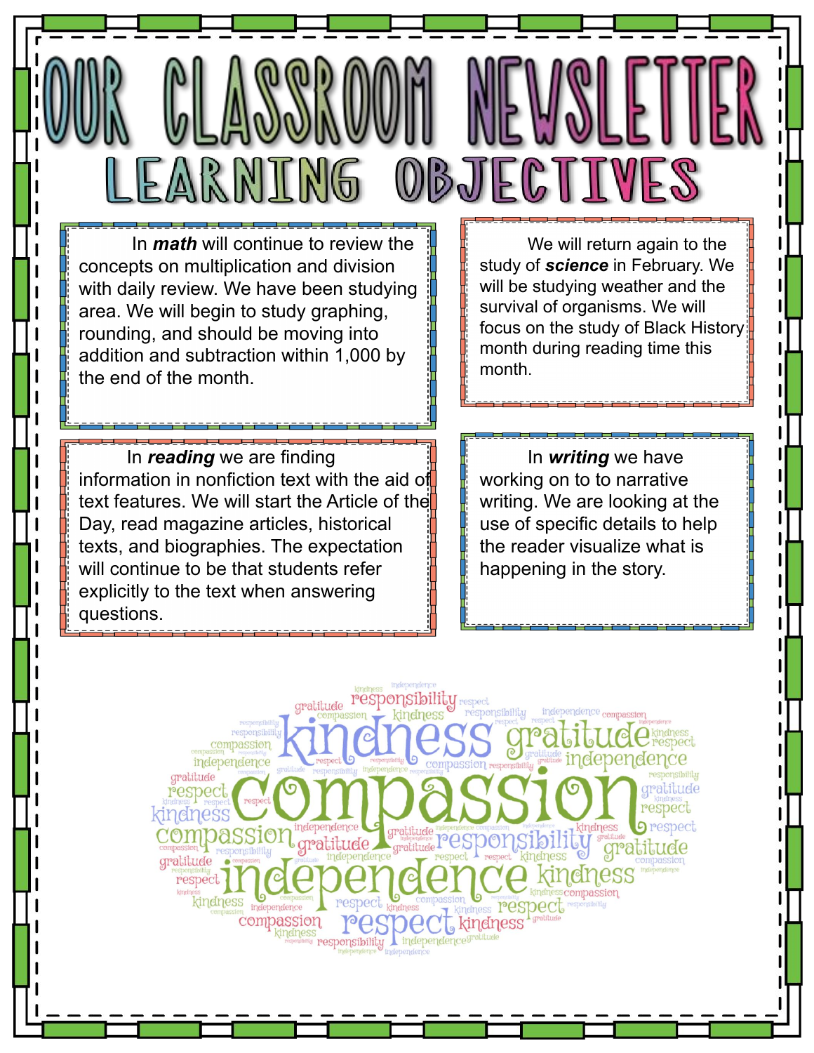# OUR CLASSROOM NEWSLETTER

## LEARNING OBJECTIVES

In ***math*** will continue to review the concepts on multiplication and division with daily review. We have been studying area. We will begin to study graphing, rounding, and should be moving into addition and subtraction within 1,000 by the end of the month.

We will return again to the study of ***science*** in February. We will be studying weather and the survival of organisms. We will focus on the study of Black History month during reading time this month.

In ***reading*** we are finding information in nonfiction text with the aid of text features. We will start the Article of the Day, read magazine articles, historical texts, and biographies. The expectation will continue to be that students refer explicitly to the text when answering questions.

In ***writing*** we have working on to to narrative writing. We are looking at the use of specific details to help the reader visualize what is happening in the story.